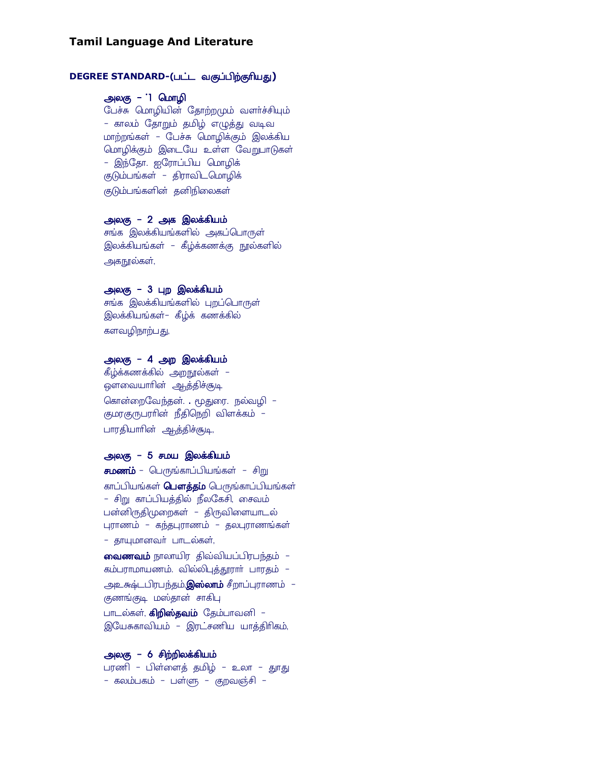## Tamil Language And Literature

### DEGREE STANDARD-(பட்ட வகுப்பிற்குரியது)

**அலகு - 1 மொழி**

பேச்சு மொழியின் தோற்றமும் வளர்ச்சியும் - காலம் தோறும் தமிழ் எழுத்து வடிவ மாற்றங்கள் - பேச்சு மொழிக்கும் இலக்கிய மொழிக்கும் இடையே உள்ள வேறுபாடுகள் - இந்தோ. ஐரோப்பிய மொழிக் குடும்பங்கள் - திராவிடமொழிக் குடும்பங்களின் தனிநிலைகள்

**அலகு - 2 அக இலக்கியம்**

சங்க இலக்கியங்களில் அகப்பொருள் இலக்கியங்கள் - கீழ்க்கணக்கு நூல்களில் அகநூல்கள்,

**அலகு - 3 புற இலக்கியம்**

சங்க இலக்கியங்களில் புறப்பொருள் இலக்கியங்கள்- கீழ்க் கணக்கில் களவழிநாற்பது,

**அலகு - 4 அற இலக்கியம்**

கீழ்க்கணக்கில் அறநூல்கள் - ஔவையாரின் ஆத்திச்சூடி கொன்றைவேந்தன். . மூதுரை. நல்வழி - குமரகுருபரரின் நீதிநெறி விளக்கம் - பாரதியாரின் ஆத்திச்சூடி,

**அலகு - 5 சமய இலக்கியம்**

**சமணம்** - பெருங்காப்பியங்கள் - சிறு காப்பியங்கள் **பௌத்தம்** பெருங்காப்பியங்கள் - சிறு காப்பியத்தில் நீலகேசி, சைவம் பன்னிருதிமுறைகள் - திருவிளையாடல் புராணம் - கந்தபுராணம் - தலபுராணங்கள் - தாயுமானவர் பாடல்கள்,

**வைணவம்** நாலாயிர திவ்வியப்பிரபந்தம் - கம்பராமாயணம். வில்லிபுத்தூரார் பாரதம் - அஉஷ்டபிரபந்தம்,**இஸ்லாம்** சீறாப்புராணம் - குணங்குடி மஸ்தான் சாகிபு பாடல்கள், **கிறிஸ்தவம்** தேம்பாவனி - இயேசுகாவியம் - இரட்சணிய யாத்திரிகம்,

**அலகு - 6 சிற்றிலக்கியம்**

பரணி - பிள்ளைத் தமிழ் - உலா - தூது - கலம்பகம் - பள்ளு - குறவஞ்சி -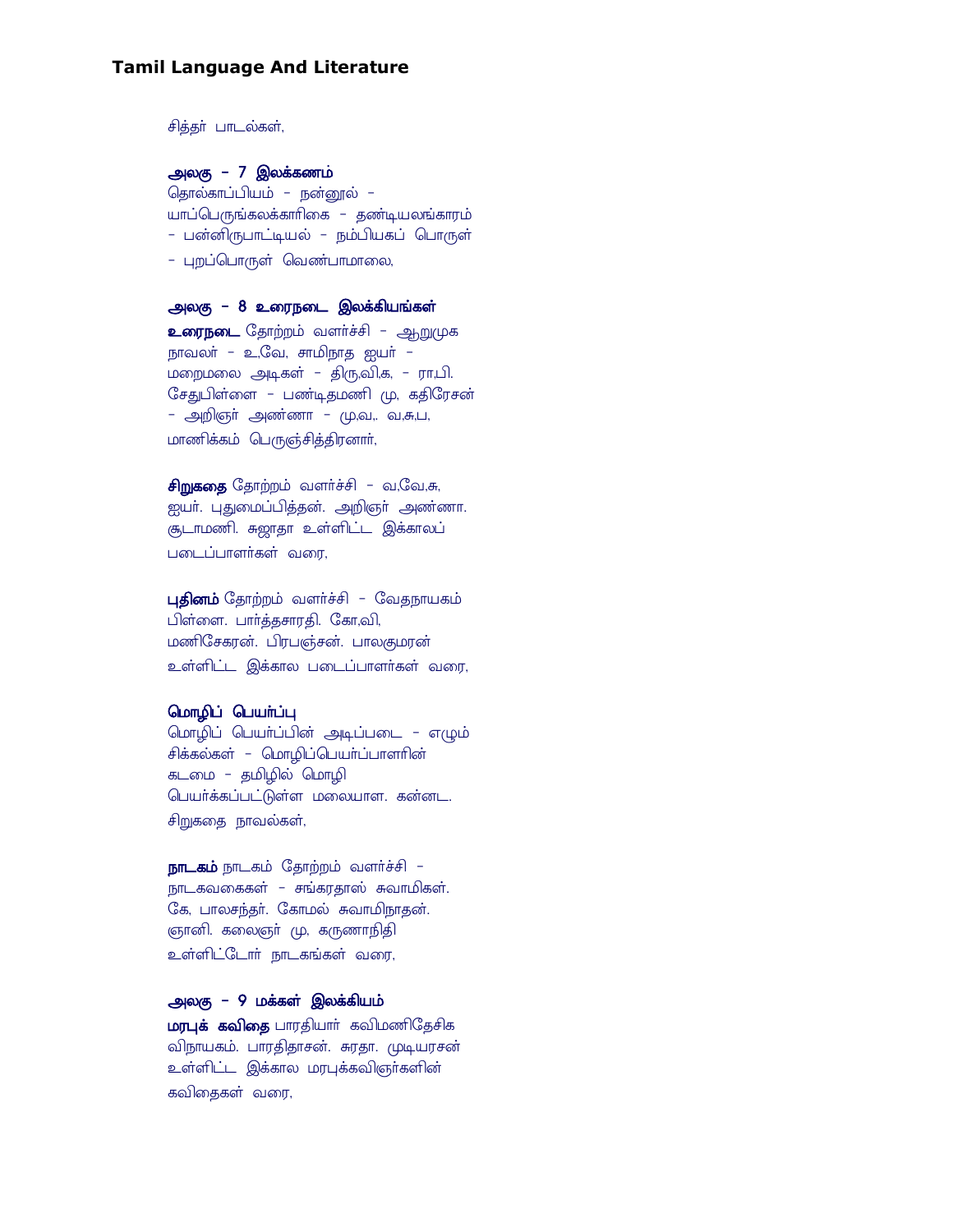சித்தர் பாடல்கள்,

### அலகு – 7 இலக்கணம்

தொல்காப்பியம் – நன்னூல் – யாப்பெருங்கலக்காரிகை – தண்டியலங்காரம் – பன்னிருபாட்டியல் – நம்பியகப் பொருள் – புறப்பொருள் வெண்பாமாலை,

### அலகு – 8 உரைநடை இலக்கியங்கள்

**உரைநடை** தோற்றம் வளர்ச்சி – ஆறுமுக நாவலர் – உ.வே. சாமிநாத ஐயர் – மறைமலை அடிகள் – திரு.வி.க. – ரா.பி. சேதுபிள்ளை – பண்டிதமணி மு. கதிரேசன் – அறிஞர் அண்ணா – மு.வ.. வ.சு.ப. மாணிக்கம் பெருஞ்சித்திரனார்,

**சிறுகதை** தோற்றம் வளர்ச்சி – வ.வே.சு. ஐயர். புதுமைப்பித்தன். அறிஞர் அண்ணா. சூடாமணி. சுஜாதா உள்ளிட்ட இக்காலப் படைப்பாளர்கள் வரை,

**புதினம்** தோற்றம் வளர்ச்சி – வேதநாயகம் பிள்ளை. பார்த்தசாரதி. கோ.வி. மணிசேகரன். பிரபஞ்சன். பாலகுமரன் உள்ளிட்ட இக்கால படைப்பாளர்கள் வரை,

**மொழிப் பெயர்ப்பு**

மொழிப் பெயர்ப்பின் அடிப்படை – எழும் சிக்கல்கள் – மொழிப்பெயர்ப்பாளரின் கடமை – தமிழில் மொழி பெயர்க்கப்பட்டுள்ள மலையாள. கன்னட. சிறுகதை நாவல்கள்,

**நாடகம்** நாடகம் தோற்றம் வளர்ச்சி – நாடகவகைகள் – சங்கரதாஸ் சுவாமிகள். கே. பாலசந்தர். கோமல் சுவாமிநாதன். ஞானி. கலைஞர் மு. கருணாநிதி உள்ளிட்டோர் நாடகங்கள் வரை,

### அலகு – 9 மக்கள் இலக்கியம்

**மரபுக் கவிதை** பாரதியார் கவிமணிதேசிக விநாயகம். பாரதிதாசன். சுரதா. முடியரசன் உள்ளிட்ட இக்கால மரபுக்கவிஞர்களின் கவிதைகள் வரை,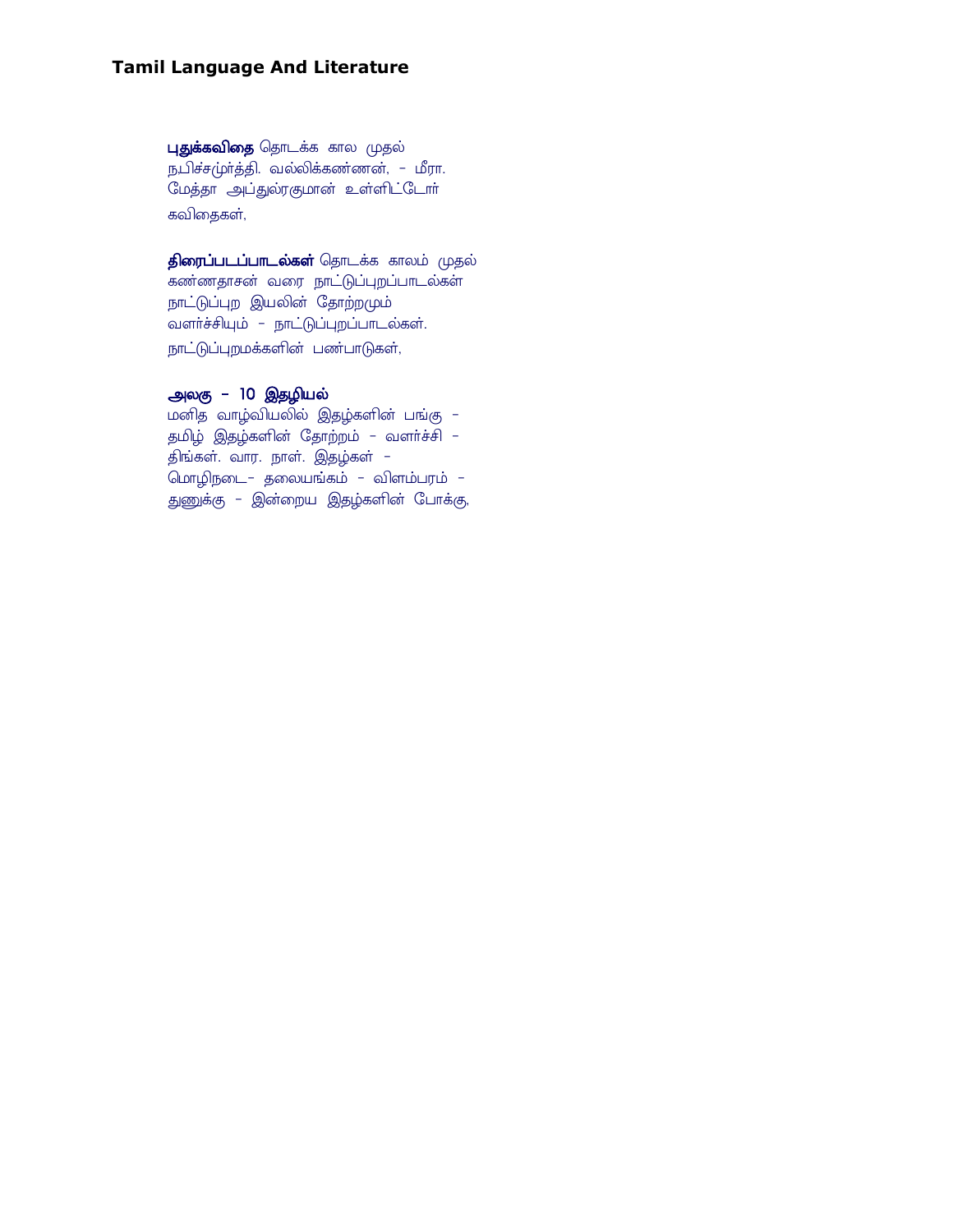**புதுக்கவிதை** தொடக்க கால முதல் நபிச்சமுர்த்தி. வல்லிக்கண்ணன், - மீரா. மேத்தா அப்துல்ரகுமான் உள்ளிட்டோர் கவிதைகள்,

**திரைப்படப்பாடல்கள்** தொடக்க காலம் முதல் கண்ணதாசன் வரை நாட்டுப்புறப்பாடல்கள் நாட்டுப்புற இயலின் தோற்றமும் வளர்ச்சியும் - நாட்டுப்புறப்பாடல்கள். நாட்டுப்புறமக்களின் பண்பாடுகள்,

### அலகு - 10 இதழியல்

மனித வாழ்வியலில் இதழ்களின் பங்கு - தமிழ் இதழ்களின் தோற்றம் - வளர்ச்சி - திங்கள். வார. நாள். இதழ்கள் - மொழிநடை- தலையங்கம் - விளம்பரம் - துணுக்கு - இன்றைய இதழ்களின் போக்கு,